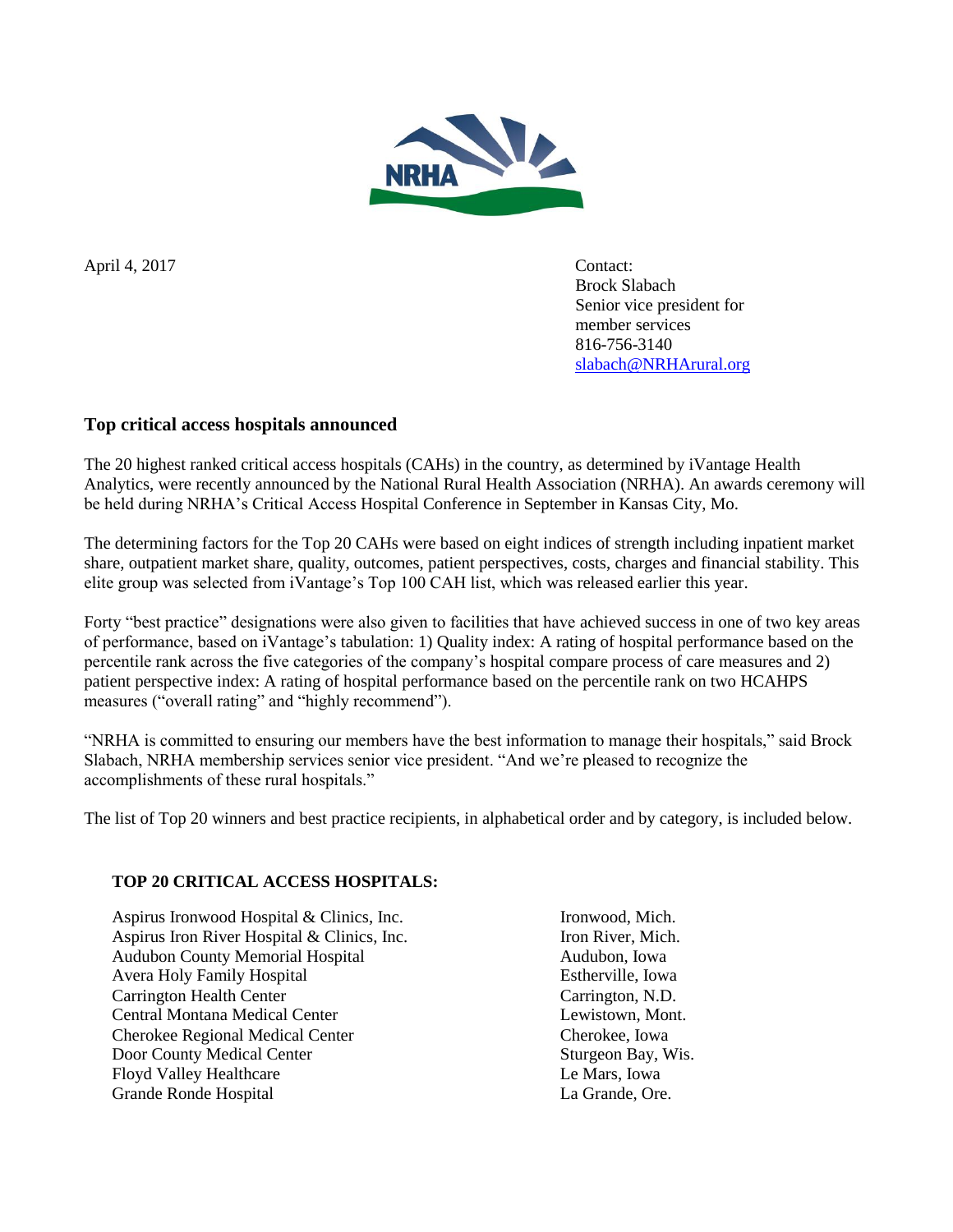April 4, 2017

Contact:
Brock Slabach
Senior vice president for member services
816-756-3140
slabach@NRHArural.org

### Top critical access hospitals announced

The 20 highest ranked critical access hospitals (CAHs) in the country, as determined by iVantage Health Analytics, were recently announced by the National Rural Health Association (NRHA). An awards ceremony will be held during NRHA's Critical Access Hospital Conference in September in Kansas City, Mo.

The determining factors for the Top 20 CAHs were based on eight indices of strength including inpatient market share, outpatient market share, quality, outcomes, patient perspectives, costs, charges and financial stability. This elite group was selected from iVantage's Top 100 CAH list, which was released earlier this year.

Forty "best practice" designations were also given to facilities that have achieved success in one of two key areas of performance, based on iVantage's tabulation: 1) Quality index: A rating of hospital performance based on the percentile rank across the five categories of the company's hospital compare process of care measures and 2) patient perspective index: A rating of hospital performance based on the percentile rank on two HCAHPS measures ("overall rating" and "highly recommend").

"NRHA is committed to ensuring our members have the best information to manage their hospitals," said Brock Slabach, NRHA membership services senior vice president. "And we're pleased to recognize the accomplishments of these rural hospitals."

The list of Top 20 winners and best practice recipients, in alphabetical order and by category, is included below.

**TOP 20 CRITICAL ACCESS HOSPITALS:**

| Hospital | Location |
|---|---|
| Aspirus Ironwood Hospital & Clinics, Inc. | Ironwood, Mich. |
| Aspirus Iron River Hospital & Clinics, Inc. | Iron River, Mich. |
| Audubon County Memorial Hospital | Audubon, Iowa |
| Avera Holy Family Hospital | Estherville, Iowa |
| Carrington Health Center | Carrington, N.D. |
| Central Montana Medical Center | Lewistown, Mont. |
| Cherokee Regional Medical Center | Cherokee, Iowa |
| Door County Medical Center | Sturgeon Bay, Wis. |
| Floyd Valley Healthcare | Le Mars, Iowa |
| Grande Ronde Hospital | La Grande, Ore. |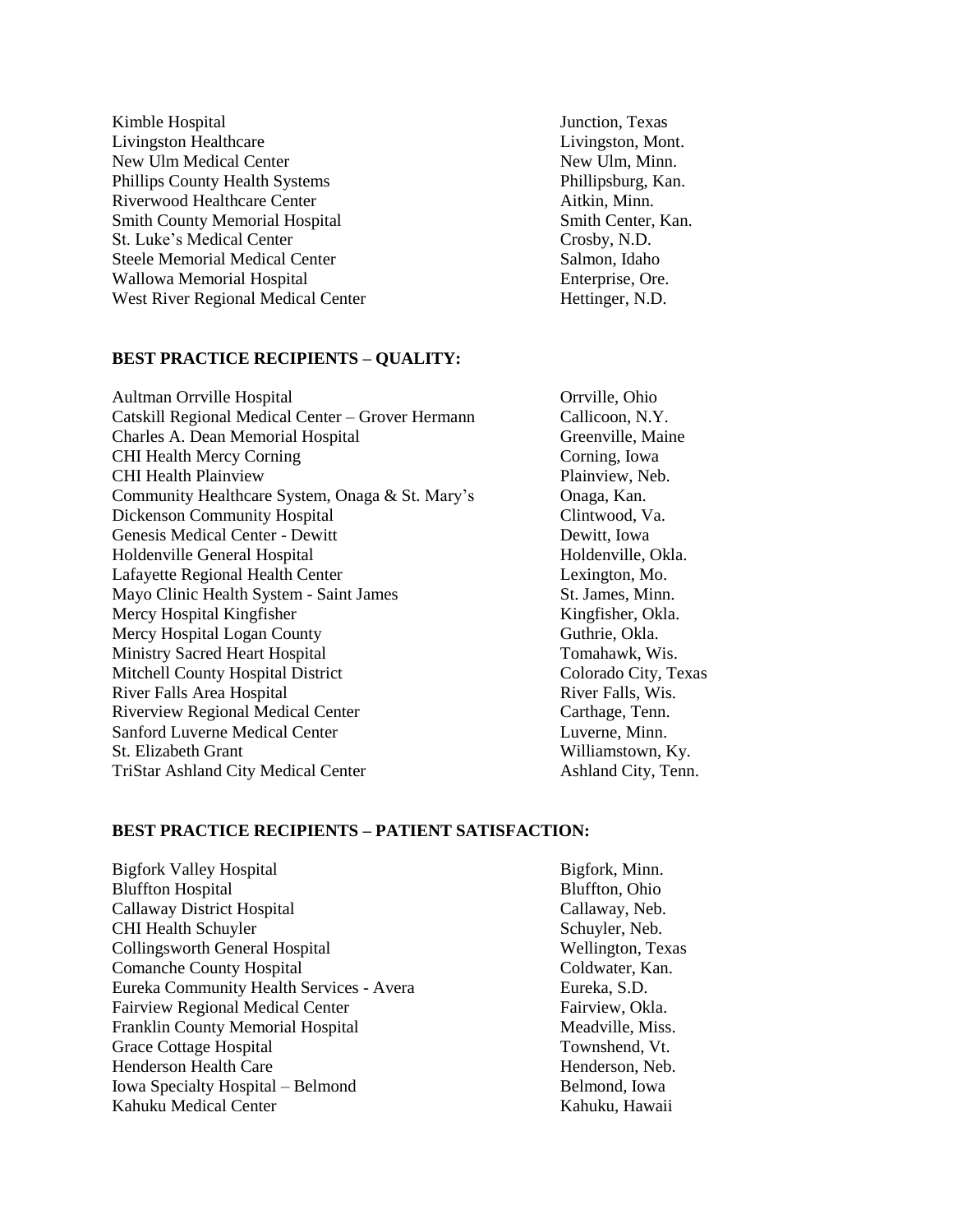| | |
|---|---|
| Kimble Hospital | Junction, Texas |
| Livingston Healthcare | Livingston, Mont. |
| New Ulm Medical Center | New Ulm, Minn. |
| Phillips County Health Systems | Phillipsburg, Kan. |
| Riverwood Healthcare Center | Aitkin, Minn. |
| Smith County Memorial Hospital | Smith Center, Kan. |
| St. Luke's Medical Center | Crosby, N.D. |
| Steele Memorial Medical Center | Salmon, Idaho |
| Wallowa Memorial Hospital | Enterprise, Ore. |
| West River Regional Medical Center | Hettinger, N.D. |

**BEST PRACTICE RECIPIENTS – QUALITY:**

| | |
|---|---|
| Aultman Orrville Hospital | Orrville, Ohio |
| Catskill Regional Medical Center – Grover Hermann | Callicoon, N.Y. |
| Charles A. Dean Memorial Hospital | Greenville, Maine |
| CHI Health Mercy Corning | Corning, Iowa |
| CHI Health Plainview | Plainview, Neb. |
| Community Healthcare System, Onaga & St. Mary's | Onaga, Kan. |
| Dickenson Community Hospital | Clintwood, Va. |
| Genesis Medical Center - Dewitt | Dewitt, Iowa |
| Holdenville General Hospital | Holdenville, Okla. |
| Lafayette Regional Health Center | Lexington, Mo. |
| Mayo Clinic Health System - Saint James | St. James, Minn. |
| Mercy Hospital Kingfisher | Kingfisher, Okla. |
| Mercy Hospital Logan County | Guthrie, Okla. |
| Ministry Sacred Heart Hospital | Tomahawk, Wis. |
| Mitchell County Hospital District | Colorado City, Texas |
| River Falls Area Hospital | River Falls, Wis. |
| Riverview Regional Medical Center | Carthage, Tenn. |
| Sanford Luverne Medical Center | Luverne, Minn. |
| St. Elizabeth Grant | Williamstown, Ky. |
| TriStar Ashland City Medical Center | Ashland City, Tenn. |

**BEST PRACTICE RECIPIENTS – PATIENT SATISFACTION:**

| | |
|---|---|
| Bigfork Valley Hospital | Bigfork, Minn. |
| Bluffton Hospital | Bluffton, Ohio |
| Callaway District Hospital | Callaway, Neb. |
| CHI Health Schuyler | Schuyler, Neb. |
| Collingsworth General Hospital | Wellington, Texas |
| Comanche County Hospital | Coldwater, Kan. |
| Eureka Community Health Services - Avera | Eureka, S.D. |
| Fairview Regional Medical Center | Fairview, Okla. |
| Franklin County Memorial Hospital | Meadville, Miss. |
| Grace Cottage Hospital | Townshend, Vt. |
| Henderson Health Care | Henderson, Neb. |
| Iowa Specialty Hospital – Belmond | Belmond, Iowa |
| Kahuku Medical Center | Kahuku, Hawaii |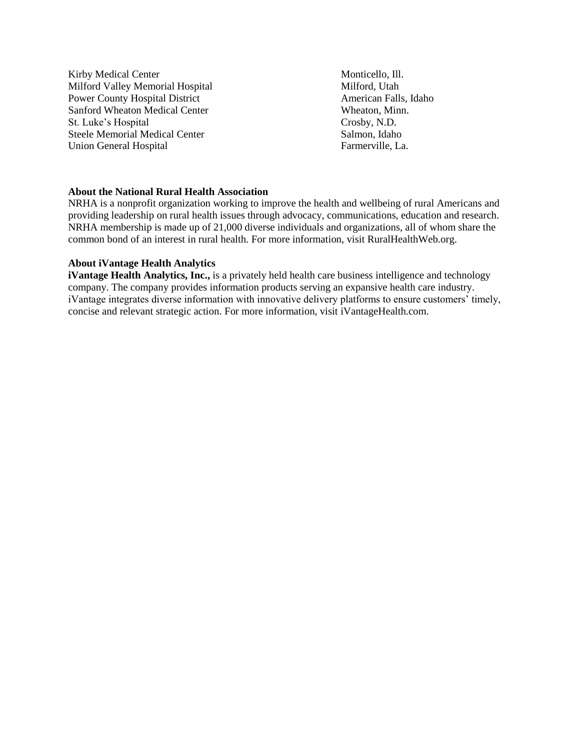| | |
|---|---|
| Kirby Medical Center | Monticello, Ill. |
| Milford Valley Memorial Hospital | Milford, Utah |
| Power County Hospital District | American Falls, Idaho |
| Sanford Wheaton Medical Center | Wheaton, Minn. |
| St. Luke's Hospital | Crosby, N.D. |
| Steele Memorial Medical Center | Salmon, Idaho |
| Union General Hospital | Farmerville, La. |

**About the National Rural Health Association**

NRHA is a nonprofit organization working to improve the health and wellbeing of rural Americans and providing leadership on rural health issues through advocacy, communications, education and research. NRHA membership is made up of 21,000 diverse individuals and organizations, all of whom share the common bond of an interest in rural health. For more information, visit RuralHealthWeb.org.

**About iVantage Health Analytics**

**iVantage Health Analytics, Inc.,** is a privately held health care business intelligence and technology company. The company provides information products serving an expansive health care industry. iVantage integrates diverse information with innovative delivery platforms to ensure customers' timely, concise and relevant strategic action. For more information, visit iVantageHealth.com.